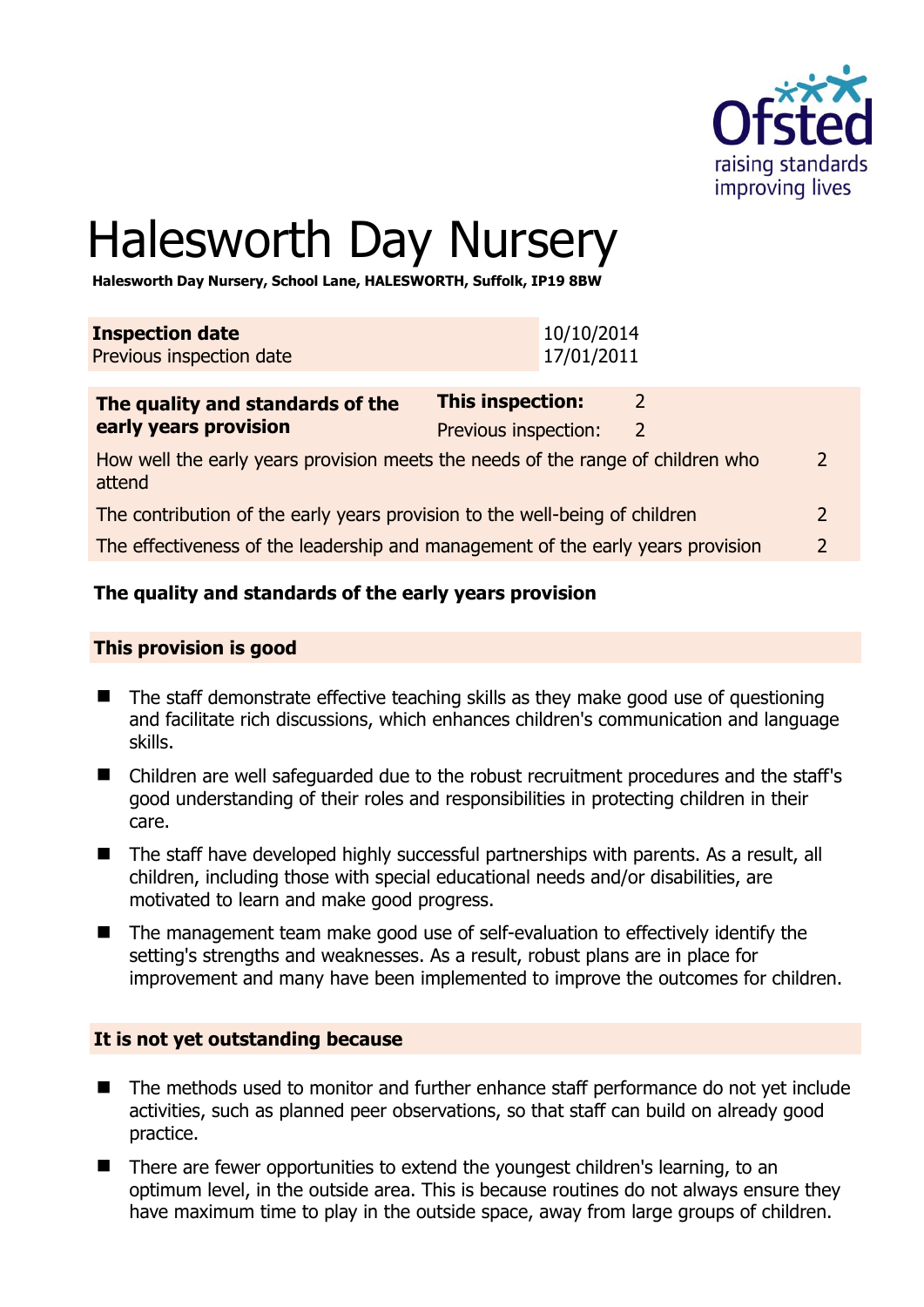# Halesworth Day Nursery

**Halesworth Day Nursery, School Lane, HALESWORTH, Suffolk, IP19 8BW**

| **Inspection date** | 10/10/2014 |
|---|---|
| Previous inspection date | 17/01/2011 |

| **The quality and standards of the early years provision** | **This inspection:** 2 Previous inspection: 2 |
|---|---|
| How well the early years provision meets the needs of the range of children who attend | 2 |
| The contribution of the early years provision to the well-being of children | 2 |
| The effectiveness of the leadership and management of the early years provision | 2 |

**The quality and standards of the early years provision**

**This provision is good**

- The staff demonstrate effective teaching skills as they make good use of questioning and facilitate rich discussions, which enhances children's communication and language skills.
- Children are well safeguarded due to the robust recruitment procedures and the staff's good understanding of their roles and responsibilities in protecting children in their care.
- The staff have developed highly successful partnerships with parents. As a result, all children, including those with special educational needs and/or disabilities, are motivated to learn and make good progress.
- The management team make good use of self-evaluation to effectively identify the setting's strengths and weaknesses. As a result, robust plans are in place for improvement and many have been implemented to improve the outcomes for children.

**It is not yet outstanding because**

- The methods used to monitor and further enhance staff performance do not yet include activities, such as planned peer observations, so that staff can build on already good practice.
- There are fewer opportunities to extend the youngest children's learning, to an optimum level, in the outside area. This is because routines do not always ensure they have maximum time to play in the outside space, away from large groups of children.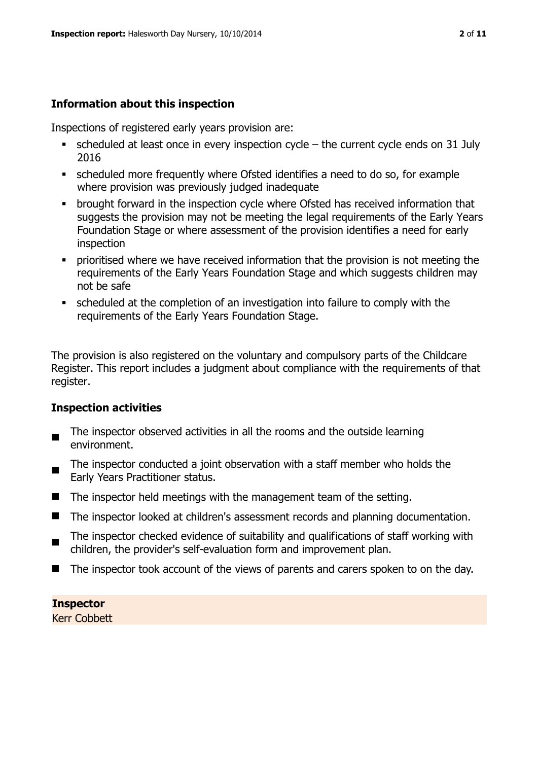## Information about this inspection

Inspections of registered early years provision are:

- scheduled at least once in every inspection cycle – the current cycle ends on 31 July 2016
- scheduled more frequently where Ofsted identifies a need to do so, for example where provision was previously judged inadequate
- brought forward in the inspection cycle where Ofsted has received information that suggests the provision may not be meeting the legal requirements of the Early Years Foundation Stage or where assessment of the provision identifies a need for early inspection
- prioritised where we have received information that the provision is not meeting the requirements of the Early Years Foundation Stage and which suggests children may not be safe
- scheduled at the completion of an investigation into failure to comply with the requirements of the Early Years Foundation Stage.

The provision is also registered on the voluntary and compulsory parts of the Childcare Register. This report includes a judgment about compliance with the requirements of that register.

### Inspection activities

- The inspector observed activities in all the rooms and the outside learning environment.
- The inspector conducted a joint observation with a staff member who holds the Early Years Practitioner status.
- The inspector held meetings with the management team of the setting.
- The inspector looked at children's assessment records and planning documentation.
- The inspector checked evidence of suitability and qualifications of staff working with children, the provider's self-evaluation form and improvement plan.
- The inspector took account of the views of parents and carers spoken to on the day.

**Inspector**

Kerr Cobbett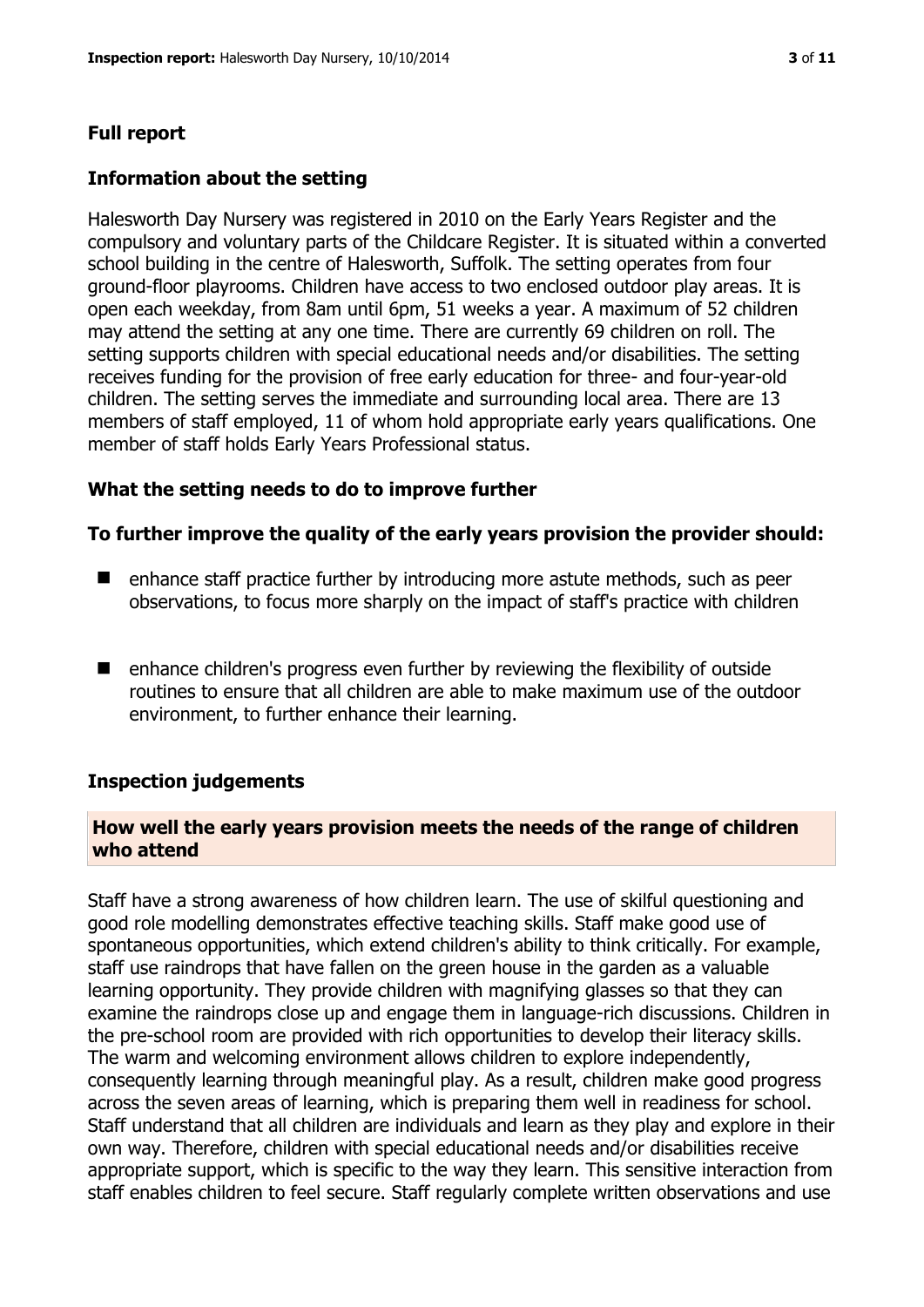## Full report

### Information about the setting

Halesworth Day Nursery was registered in 2010 on the Early Years Register and the compulsory and voluntary parts of the Childcare Register. It is situated within a converted school building in the centre of Halesworth, Suffolk. The setting operates from four ground-floor playrooms. Children have access to two enclosed outdoor play areas. It is open each weekday, from 8am until 6pm, 51 weeks a year. A maximum of 52 children may attend the setting at any one time. There are currently 69 children on roll. The setting supports children with special educational needs and/or disabilities. The setting receives funding for the provision of free early education for three- and four-year-old children. The setting serves the immediate and surrounding local area. There are 13 members of staff employed, 11 of whom hold appropriate early years qualifications. One member of staff holds Early Years Professional status.

### What the setting needs to do to improve further

**To further improve the quality of the early years provision the provider should:**

- enhance staff practice further by introducing more astute methods, such as peer observations, to focus more sharply on the impact of staff's practice with children
- enhance children's progress even further by reviewing the flexibility of outside routines to ensure that all children are able to make maximum use of the outdoor environment, to further enhance their learning.

### Inspection judgements

#### How well the early years provision meets the needs of the range of children who attend

Staff have a strong awareness of how children learn. The use of skilful questioning and good role modelling demonstrates effective teaching skills. Staff make good use of spontaneous opportunities, which extend children's ability to think critically. For example, staff use raindrops that have fallen on the green house in the garden as a valuable learning opportunity. They provide children with magnifying glasses so that they can examine the raindrops close up and engage them in language-rich discussions. Children in the pre-school room are provided with rich opportunities to develop their literacy skills. The warm and welcoming environment allows children to explore independently, consequently learning through meaningful play. As a result, children make good progress across the seven areas of learning, which is preparing them well in readiness for school. Staff understand that all children are individuals and learn as they play and explore in their own way. Therefore, children with special educational needs and/or disabilities receive appropriate support, which is specific to the way they learn. This sensitive interaction from staff enables children to feel secure. Staff regularly complete written observations and use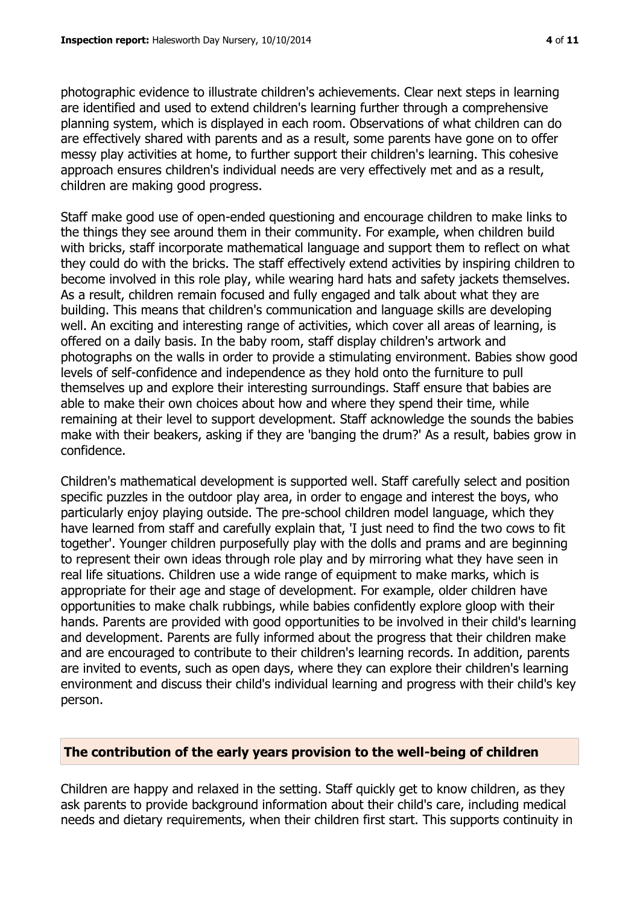photographic evidence to illustrate children's achievements. Clear next steps in learning are identified and used to extend children's learning further through a comprehensive planning system, which is displayed in each room. Observations of what children can do are effectively shared with parents and as a result, some parents have gone on to offer messy play activities at home, to further support their children's learning. This cohesive approach ensures children's individual needs are very effectively met and as a result, children are making good progress.

Staff make good use of open-ended questioning and encourage children to make links to the things they see around them in their community. For example, when children build with bricks, staff incorporate mathematical language and support them to reflect on what they could do with the bricks. The staff effectively extend activities by inspiring children to become involved in this role play, while wearing hard hats and safety jackets themselves. As a result, children remain focused and fully engaged and talk about what they are building. This means that children's communication and language skills are developing well. An exciting and interesting range of activities, which cover all areas of learning, is offered on a daily basis. In the baby room, staff display children's artwork and photographs on the walls in order to provide a stimulating environment. Babies show good levels of self-confidence and independence as they hold onto the furniture to pull themselves up and explore their interesting surroundings. Staff ensure that babies are able to make their own choices about how and where they spend their time, while remaining at their level to support development. Staff acknowledge the sounds the babies make with their beakers, asking if they are 'banging the drum?' As a result, babies grow in confidence.

Children's mathematical development is supported well. Staff carefully select and position specific puzzles in the outdoor play area, in order to engage and interest the boys, who particularly enjoy playing outside. The pre-school children model language, which they have learned from staff and carefully explain that, 'I just need to find the two cows to fit together'. Younger children purposefully play with the dolls and prams and are beginning to represent their own ideas through role play and by mirroring what they have seen in real life situations. Children use a wide range of equipment to make marks, which is appropriate for their age and stage of development. For example, older children have opportunities to make chalk rubbings, while babies confidently explore gloop with their hands. Parents are provided with good opportunities to be involved in their child's learning and development. Parents are fully informed about the progress that their children make and are encouraged to contribute to their children's learning records. In addition, parents are invited to events, such as open days, where they can explore their children's learning environment and discuss their child's individual learning and progress with their child's key person.

## The contribution of the early years provision to the well-being of children

Children are happy and relaxed in the setting. Staff quickly get to know children, as they ask parents to provide background information about their child's care, including medical needs and dietary requirements, when their children first start. This supports continuity in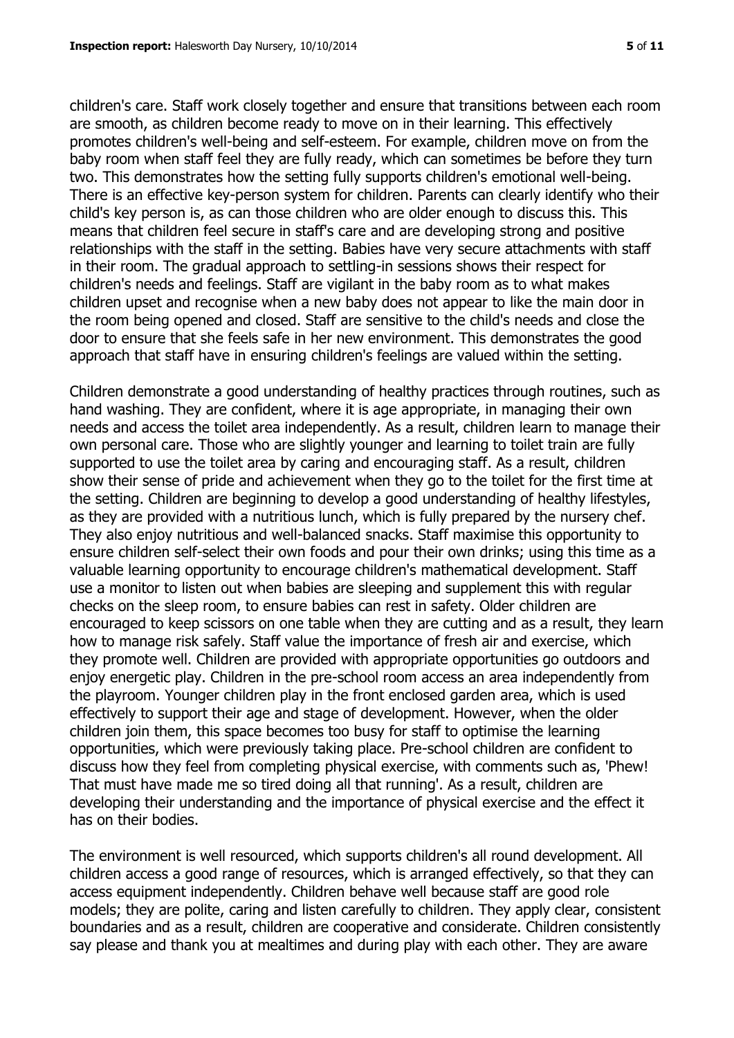children's care. Staff work closely together and ensure that transitions between each room are smooth, as children become ready to move on in their learning. This effectively promotes children's well-being and self-esteem. For example, children move on from the baby room when staff feel they are fully ready, which can sometimes be before they turn two. This demonstrates how the setting fully supports children's emotional well-being. There is an effective key-person system for children. Parents can clearly identify who their child's key person is, as can those children who are older enough to discuss this. This means that children feel secure in staff's care and are developing strong and positive relationships with the staff in the setting. Babies have very secure attachments with staff in their room. The gradual approach to settling-in sessions shows their respect for children's needs and feelings. Staff are vigilant in the baby room as to what makes children upset and recognise when a new baby does not appear to like the main door in the room being opened and closed. Staff are sensitive to the child's needs and close the door to ensure that she feels safe in her new environment. This demonstrates the good approach that staff have in ensuring children's feelings are valued within the setting.

Children demonstrate a good understanding of healthy practices through routines, such as hand washing. They are confident, where it is age appropriate, in managing their own needs and access the toilet area independently. As a result, children learn to manage their own personal care. Those who are slightly younger and learning to toilet train are fully supported to use the toilet area by caring and encouraging staff. As a result, children show their sense of pride and achievement when they go to the toilet for the first time at the setting. Children are beginning to develop a good understanding of healthy lifestyles, as they are provided with a nutritious lunch, which is fully prepared by the nursery chef. They also enjoy nutritious and well-balanced snacks. Staff maximise this opportunity to ensure children self-select their own foods and pour their own drinks; using this time as a valuable learning opportunity to encourage children's mathematical development. Staff use a monitor to listen out when babies are sleeping and supplement this with regular checks on the sleep room, to ensure babies can rest in safety. Older children are encouraged to keep scissors on one table when they are cutting and as a result, they learn how to manage risk safely. Staff value the importance of fresh air and exercise, which they promote well. Children are provided with appropriate opportunities go outdoors and enjoy energetic play. Children in the pre-school room access an area independently from the playroom. Younger children play in the front enclosed garden area, which is used effectively to support their age and stage of development. However, when the older children join them, this space becomes too busy for staff to optimise the learning opportunities, which were previously taking place. Pre-school children are confident to discuss how they feel from completing physical exercise, with comments such as, 'Phew! That must have made me so tired doing all that running'. As a result, children are developing their understanding and the importance of physical exercise and the effect it has on their bodies.

The environment is well resourced, which supports children's all round development. All children access a good range of resources, which is arranged effectively, so that they can access equipment independently. Children behave well because staff are good role models; they are polite, caring and listen carefully to children. They apply clear, consistent boundaries and as a result, children are cooperative and considerate. Children consistently say please and thank you at mealtimes and during play with each other. They are aware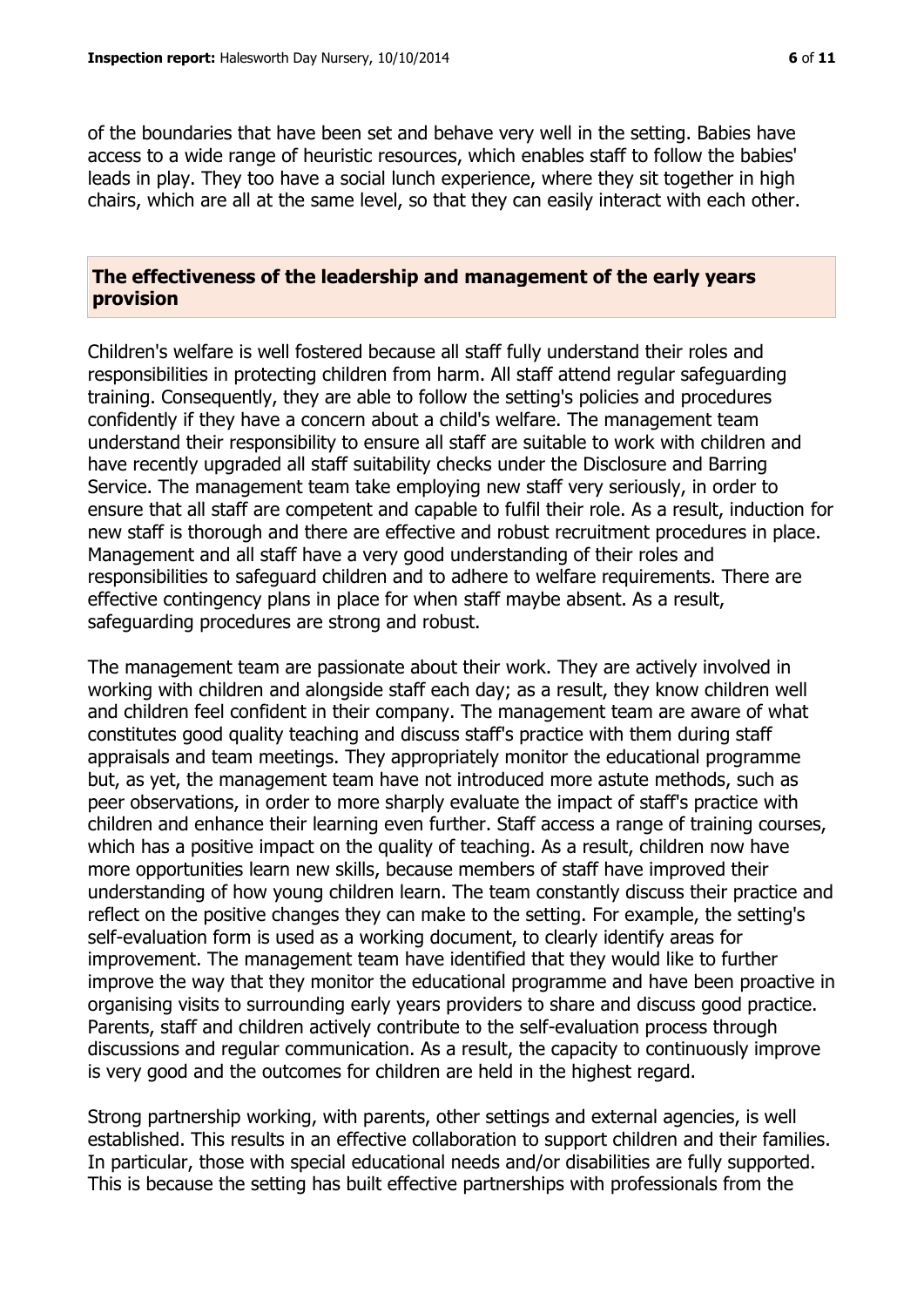of the boundaries that have been set and behave very well in the setting. Babies have access to a wide range of heuristic resources, which enables staff to follow the babies' leads in play. They too have a social lunch experience, where they sit together in high chairs, which are all at the same level, so that they can easily interact with each other.

## The effectiveness of the leadership and management of the early years provision

Children's welfare is well fostered because all staff fully understand their roles and responsibilities in protecting children from harm. All staff attend regular safeguarding training. Consequently, they are able to follow the setting's policies and procedures confidently if they have a concern about a child's welfare. The management team understand their responsibility to ensure all staff are suitable to work with children and have recently upgraded all staff suitability checks under the Disclosure and Barring Service. The management team take employing new staff very seriously, in order to ensure that all staff are competent and capable to fulfil their role. As a result, induction for new staff is thorough and there are effective and robust recruitment procedures in place. Management and all staff have a very good understanding of their roles and responsibilities to safeguard children and to adhere to welfare requirements. There are effective contingency plans in place for when staff maybe absent. As a result, safeguarding procedures are strong and robust.

The management team are passionate about their work. They are actively involved in working with children and alongside staff each day; as a result, they know children well and children feel confident in their company. The management team are aware of what constitutes good quality teaching and discuss staff's practice with them during staff appraisals and team meetings. They appropriately monitor the educational programme but, as yet, the management team have not introduced more astute methods, such as peer observations, in order to more sharply evaluate the impact of staff's practice with children and enhance their learning even further. Staff access a range of training courses, which has a positive impact on the quality of teaching. As a result, children now have more opportunities learn new skills, because members of staff have improved their understanding of how young children learn. The team constantly discuss their practice and reflect on the positive changes they can make to the setting. For example, the setting's self-evaluation form is used as a working document, to clearly identify areas for improvement. The management team have identified that they would like to further improve the way that they monitor the educational programme and have been proactive in organising visits to surrounding early years providers to share and discuss good practice. Parents, staff and children actively contribute to the self-evaluation process through discussions and regular communication. As a result, the capacity to continuously improve is very good and the outcomes for children are held in the highest regard.

Strong partnership working, with parents, other settings and external agencies, is well established. This results in an effective collaboration to support children and their families. In particular, those with special educational needs and/or disabilities are fully supported. This is because the setting has built effective partnerships with professionals from the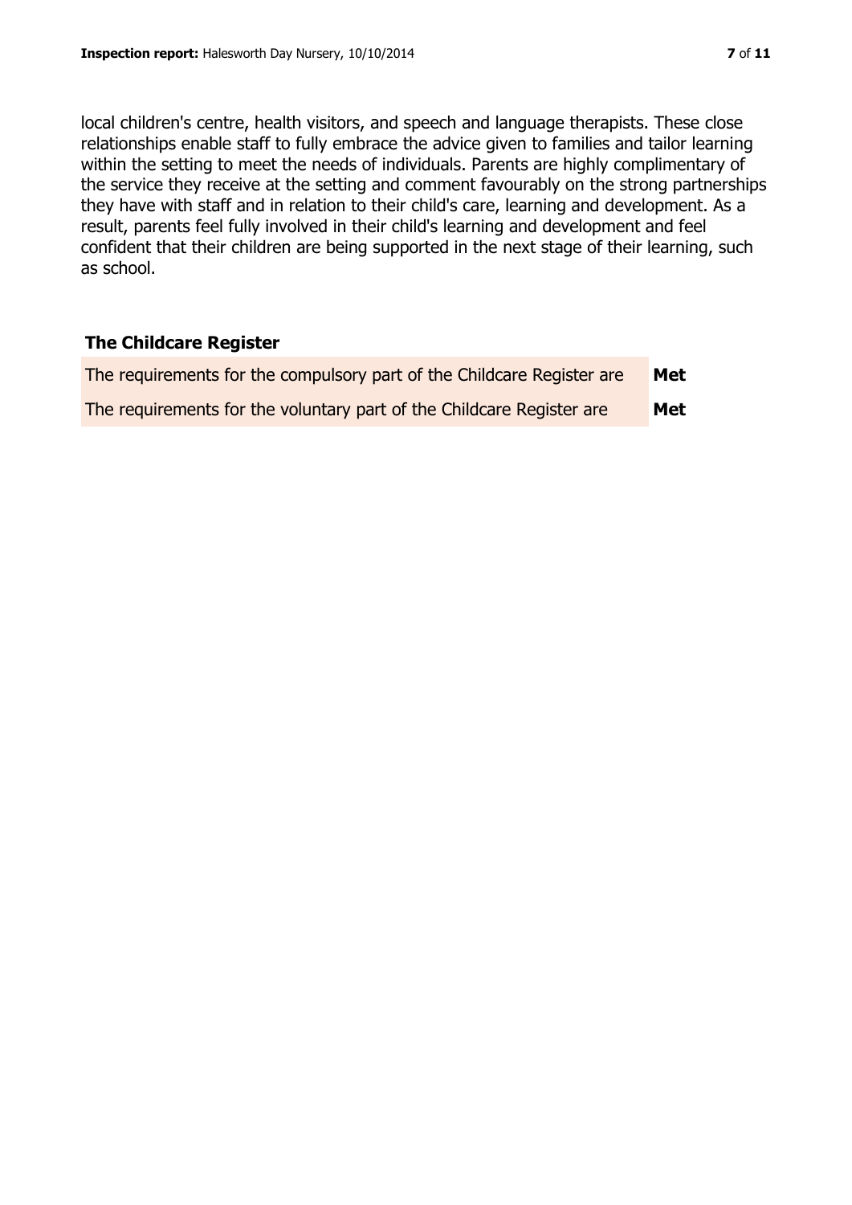local children's centre, health visitors, and speech and language therapists. These close relationships enable staff to fully embrace the advice given to families and tailor learning within the setting to meet the needs of individuals. Parents are highly complimentary of the service they receive at the setting and comment favourably on the strong partnerships they have with staff and in relation to their child's care, learning and development. As a result, parents feel fully involved in their child's learning and development and feel confident that their children are being supported in the next stage of their learning, such as school.

## The Childcare Register

| | |
|---|---|
| The requirements for the compulsory part of the Childcare Register are | **Met** |
| The requirements for the voluntary part of the Childcare Register are | **Met** |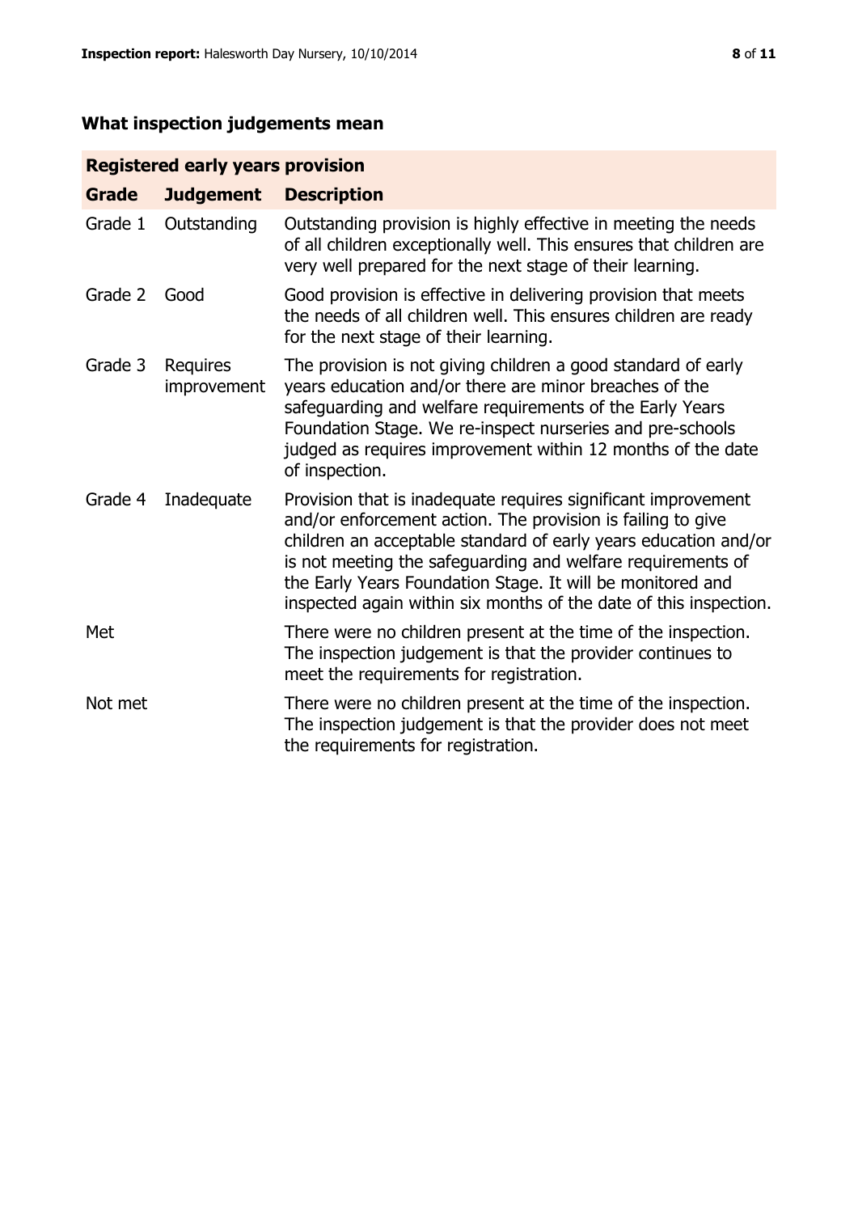## What inspection judgements mean

| Registered early years provision | | |
|---|---|---|
| **Grade** | **Judgement** | **Description** |
| Grade 1 | Outstanding | Outstanding provision is highly effective in meeting the needs of all children exceptionally well. This ensures that children are very well prepared for the next stage of their learning. |
| Grade 2 | Good | Good provision is effective in delivering provision that meets the needs of all children well. This ensures children are ready for the next stage of their learning. |
| Grade 3 | Requires improvement | The provision is not giving children a good standard of early years education and/or there are minor breaches of the safeguarding and welfare requirements of the Early Years Foundation Stage. We re-inspect nurseries and pre-schools judged as requires improvement within 12 months of the date of inspection. |
| Grade 4 | Inadequate | Provision that is inadequate requires significant improvement and/or enforcement action. The provision is failing to give children an acceptable standard of early years education and/or is not meeting the safeguarding and welfare requirements of the Early Years Foundation Stage. It will be monitored and inspected again within six months of the date of this inspection. |
| Met | | There were no children present at the time of the inspection. The inspection judgement is that the provider continues to meet the requirements for registration. |
| Not met | | There were no children present at the time of the inspection. The inspection judgement is that the provider does not meet the requirements for registration. |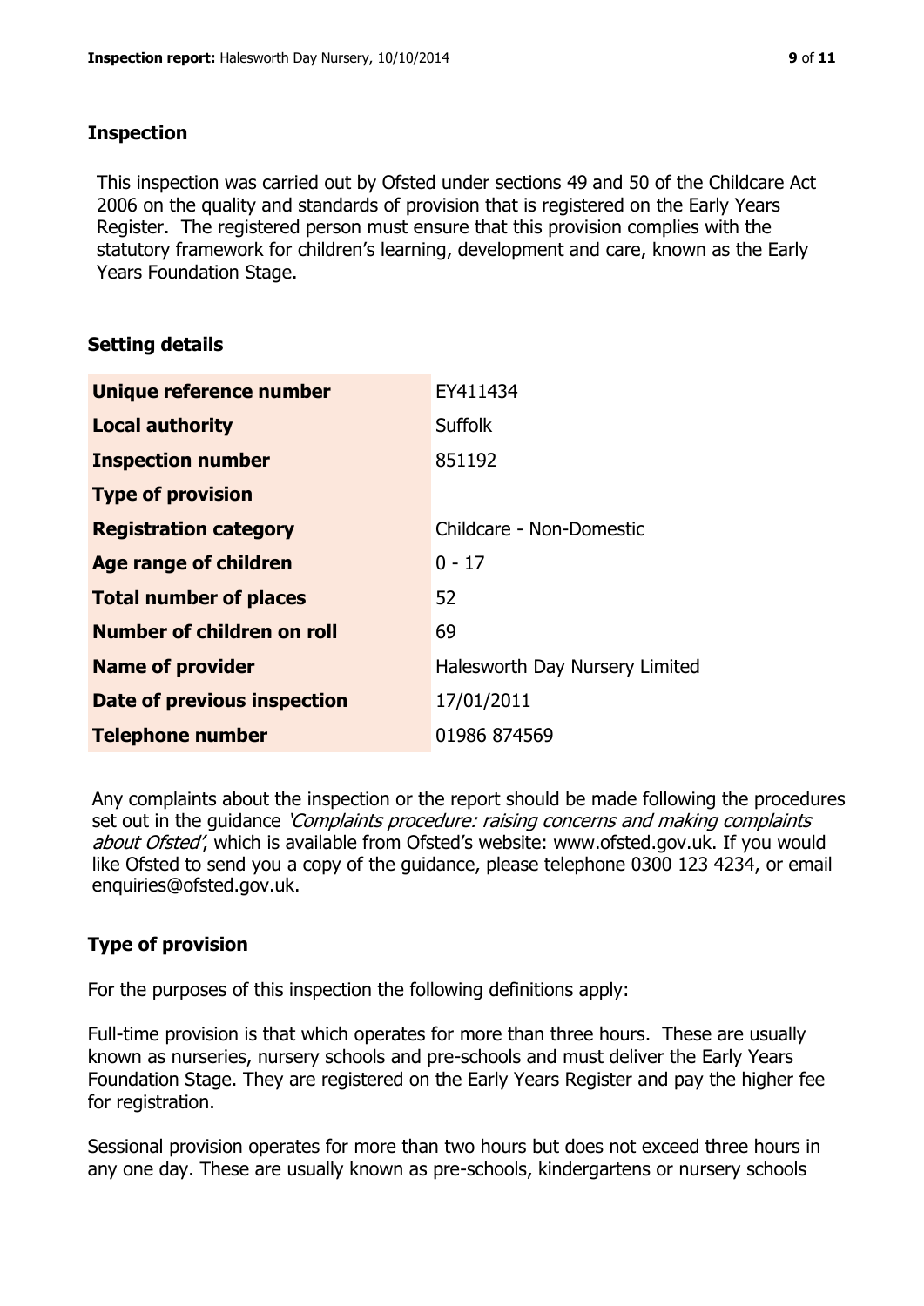## Inspection

This inspection was carried out by Ofsted under sections 49 and 50 of the Childcare Act 2006 on the quality and standards of provision that is registered on the Early Years Register. The registered person must ensure that this provision complies with the statutory framework for children's learning, development and care, known as the Early Years Foundation Stage.

## Setting details

| | |
|---|---|
| **Unique reference number** | EY411434 |
| **Local authority** | Suffolk |
| **Inspection number** | 851192 |
| **Type of provision** | |
| **Registration category** | Childcare - Non-Domestic |
| **Age range of children** | 0 - 17 |
| **Total number of places** | 52 |
| **Number of children on roll** | 69 |
| **Name of provider** | Halesworth Day Nursery Limited |
| **Date of previous inspection** | 17/01/2011 |
| **Telephone number** | 01986 874569 |

Any complaints about the inspection or the report should be made following the procedures set out in the guidance *'Complaints procedure: raising concerns and making complaints about Ofsted'*, which is available from Ofsted's website: www.ofsted.gov.uk. If you would like Ofsted to send you a copy of the guidance, please telephone 0300 123 4234, or email enquiries@ofsted.gov.uk.

## Type of provision

For the purposes of this inspection the following definitions apply:

Full-time provision is that which operates for more than three hours. These are usually known as nurseries, nursery schools and pre-schools and must deliver the Early Years Foundation Stage. They are registered on the Early Years Register and pay the higher fee for registration.

Sessional provision operates for more than two hours but does not exceed three hours in any one day. These are usually known as pre-schools, kindergartens or nursery schools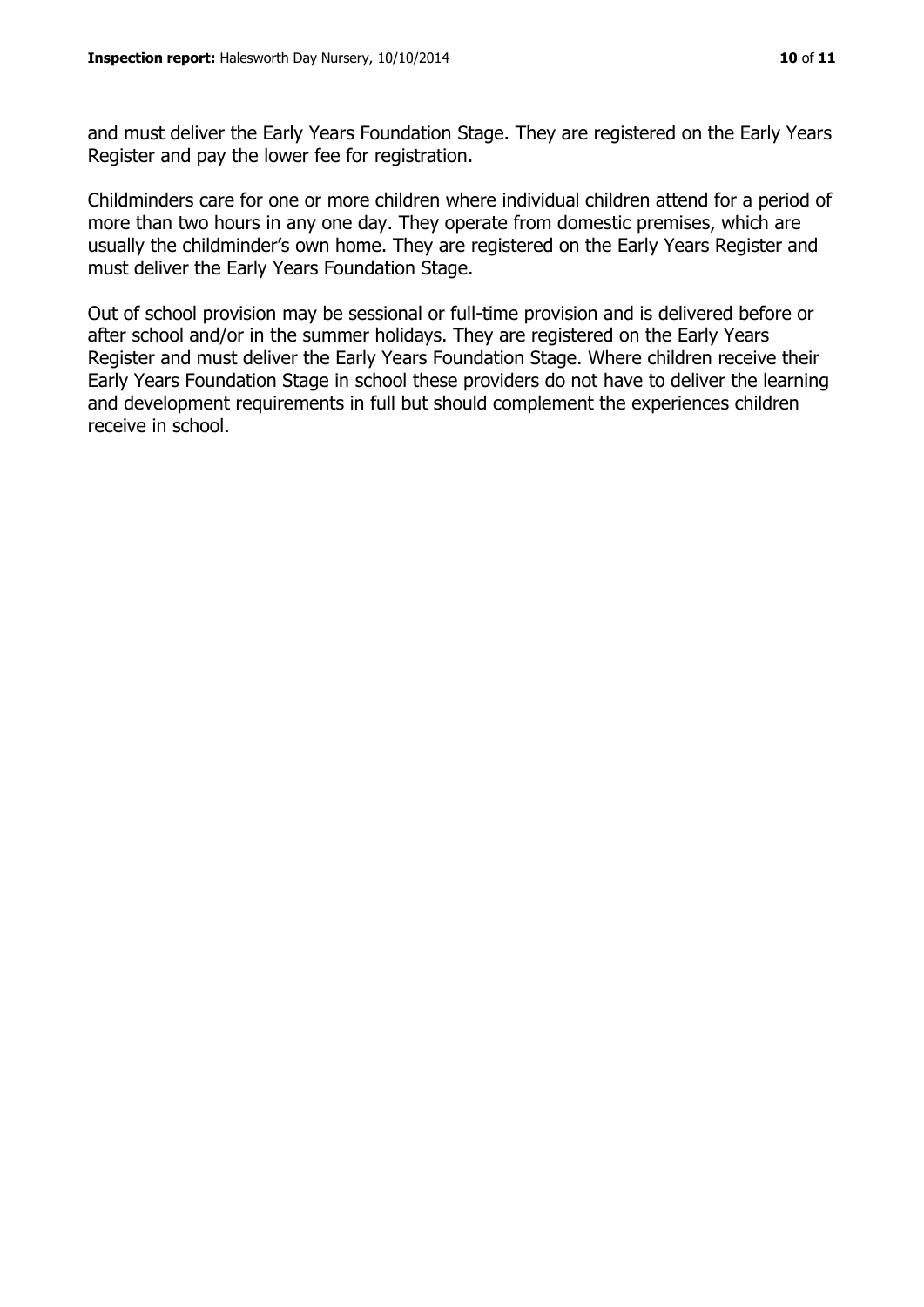and must deliver the Early Years Foundation Stage. They are registered on the Early Years Register and pay the lower fee for registration.

Childminders care for one or more children where individual children attend for a period of more than two hours in any one day. They operate from domestic premises, which are usually the childminder's own home. They are registered on the Early Years Register and must deliver the Early Years Foundation Stage.

Out of school provision may be sessional or full-time provision and is delivered before or after school and/or in the summer holidays. They are registered on the Early Years Register and must deliver the Early Years Foundation Stage. Where children receive their Early Years Foundation Stage in school these providers do not have to deliver the learning and development requirements in full but should complement the experiences children receive in school.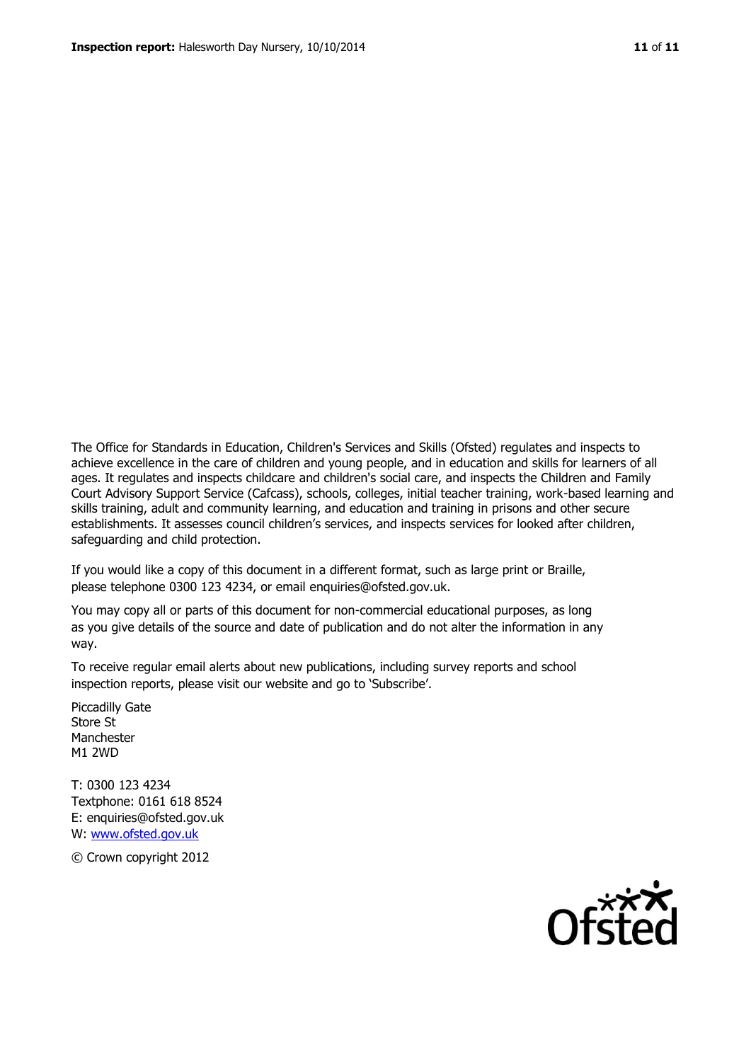The Office for Standards in Education, Children's Services and Skills (Ofsted) regulates and inspects to achieve excellence in the care of children and young people, and in education and skills for learners of all ages. It regulates and inspects childcare and children's social care, and inspects the Children and Family Court Advisory Support Service (Cafcass), schools, colleges, initial teacher training, work-based learning and skills training, adult and community learning, and education and training in prisons and other secure establishments. It assesses council children's services, and inspects services for looked after children, safeguarding and child protection.

If you would like a copy of this document in a different format, such as large print or Braille, please telephone 0300 123 4234, or email enquiries@ofsted.gov.uk.

You may copy all or parts of this document for non-commercial educational purposes, as long as you give details of the source and date of publication and do not alter the information in any way.

To receive regular email alerts about new publications, including survey reports and school inspection reports, please visit our website and go to 'Subscribe'.

Piccadilly Gate
Store St
Manchester
M1 2WD

T: 0300 123 4234
Textphone: 0161 618 8524
E: enquiries@ofsted.gov.uk
W: www.ofsted.gov.uk

© Crown copyright 2012

Ofsted